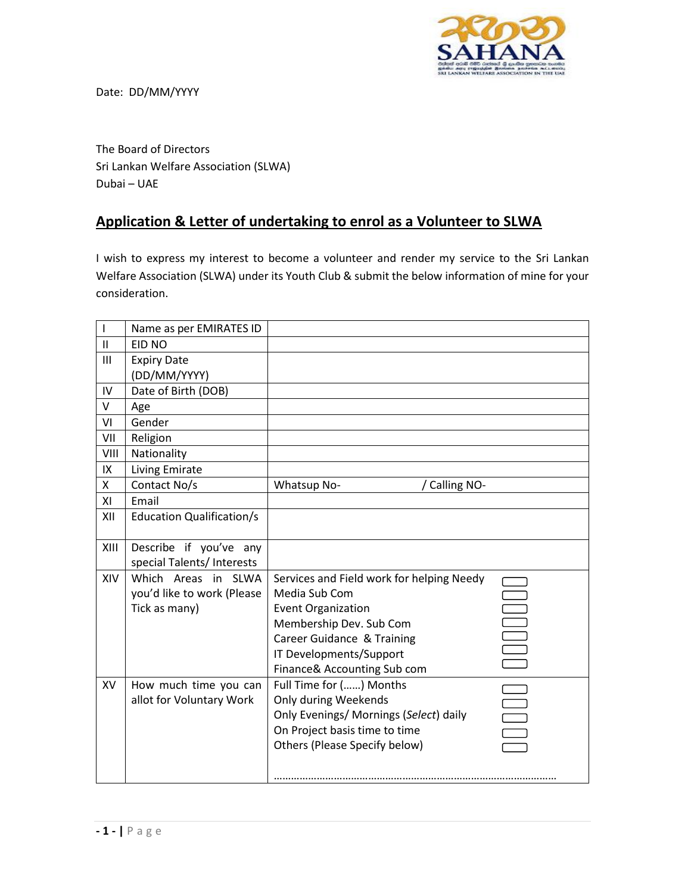Date: DD/MM/YYYY

The Board of Directors
Sri Lankan Welfare Association (SLWA)
Dubai – UAE

## Application & Letter of undertaking to enrol as a Volunteer to SLWA

I wish to express my interest to become a volunteer and render my service to the Sri Lankan Welfare Association (SLWA) under its Youth Club & submit the below information of mine for your consideration.

| | | |
|---|---|---|
| I | Name as per EMIRATES ID | |
| II | EID NO | |
| III | Expiry Date (DD/MM/YYYY) | |
| IV | Date of Birth (DOB) | |
| V | Age | |
| VI | Gender | |
| VII | Religion | |
| VIII | Nationality | |
| IX | Living Emirate | |
| X | Contact No/s | Whatsup No- / Calling NO- |
| XI | Email | |
| XII | Education Qualification/s | |
| XIII | Describe if you've any special Talents/ Interests | |
| XIV | Which Areas in SLWA you'd like to work (Please Tick as many) | Services and Field work for helping Needy ☐<br>Media Sub Com ☐<br>Event Organization ☐<br>Membership Dev. Sub Com ☐<br>Career Guidance & Training ☐<br>IT Developments/Support ☐<br>Finance& Accounting Sub com ☐ |
| XV | How much time you can allot for Voluntary Work | Full Time for (……) Months ☐<br>Only during Weekends ☐<br>Only Evenings/ Mornings (*Select*) daily ☐<br>On Project basis time to time ☐<br>Others (Please Specify below) ☐<br>……………………………………………………………………………………… |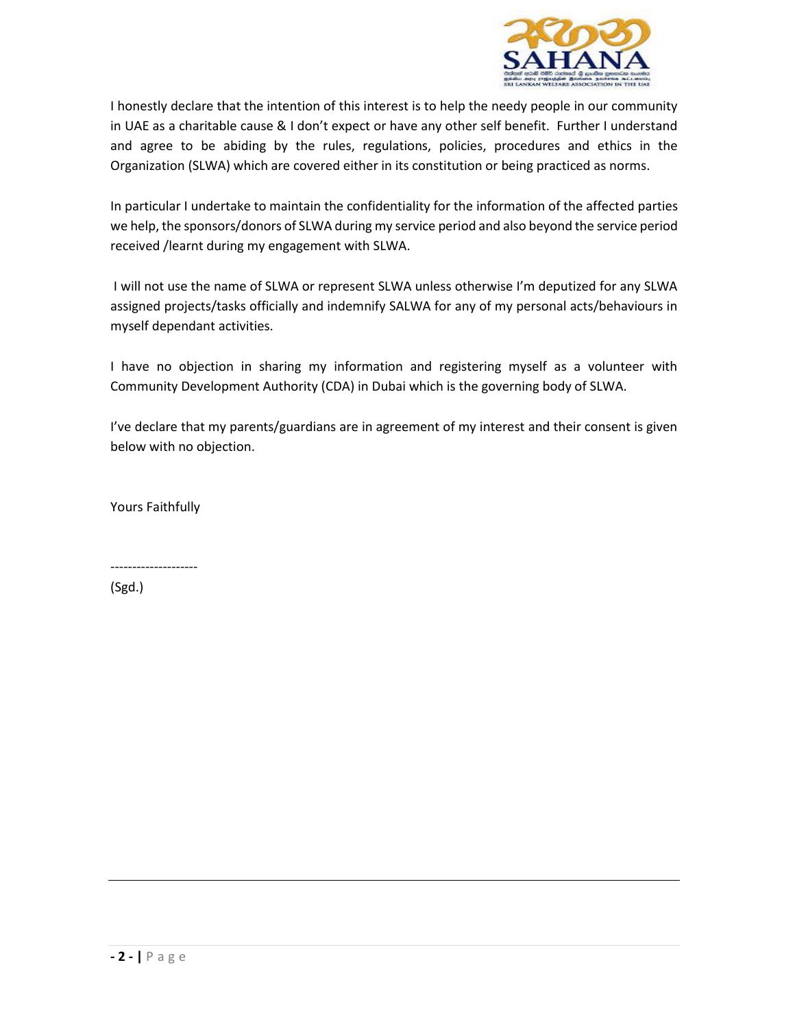I honestly declare that the intention of this interest is to help the needy people in our community in UAE as a charitable cause & I don't expect or have any other self benefit. Further I understand and agree to be abiding by the rules, regulations, policies, procedures and ethics in the Organization (SLWA) which are covered either in its constitution or being practiced as norms.

In particular I undertake to maintain the confidentiality for the information of the affected parties we help, the sponsors/donors of SLWA during my service period and also beyond the service period received /learnt during my engagement with SLWA.

I will not use the name of SLWA or represent SLWA unless otherwise I'm deputized for any SLWA assigned projects/tasks officially and indemnify SALWA for any of my personal acts/behaviours in myself dependant activities.

I have no objection in sharing my information and registering myself as a volunteer with Community Development Authority (CDA) in Dubai which is the governing body of SLWA.

I've declare that my parents/guardians are in agreement of my interest and their consent is given below with no objection.

Yours Faithfully

--------------------

(Sgd.)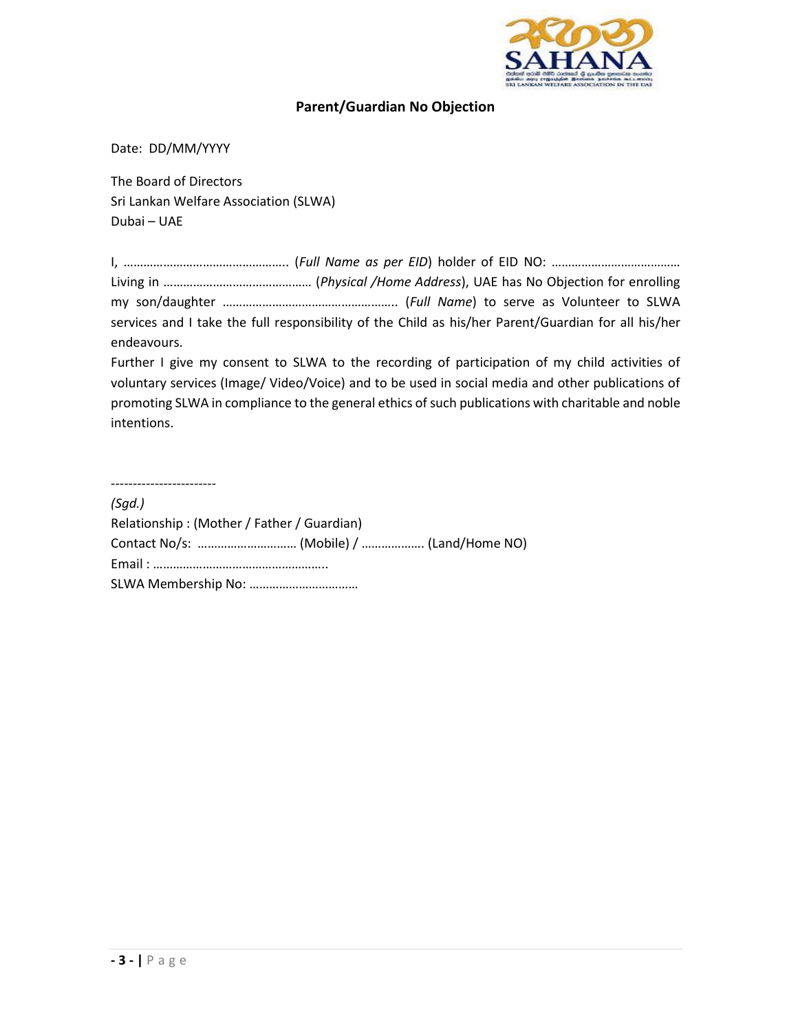**Parent/Guardian No Objection**

Date: DD/MM/YYYY

The Board of Directors
Sri Lankan Welfare Association (SLWA)
Dubai – UAE

I, ………………………………………….. (*Full Name as per EID*) holder of EID NO: ………………………………… Living in ……………………………………… (*Physical /Home Address*), UAE has No Objection for enrolling my son/daughter …………………………………………….. (*Full Name*) to serve as Volunteer to SLWA services and I take the full responsibility of the Child as his/her Parent/Guardian for all his/her endeavours.

Further I give my consent to SLWA to the recording of participation of my child activities of voluntary services (Image/ Video/Voice) and to be used in social media and other publications of promoting SLWA in compliance to the general ethics of such publications with charitable and noble intentions.

------------------------

*(Sgd.)*
Relationship : (Mother / Father / Guardian)
Contact No/s: ………………………… (Mobile) / ………………. (Land/Home NO)
Email : ……………………………………………..
SLWA Membership No: ……………………………